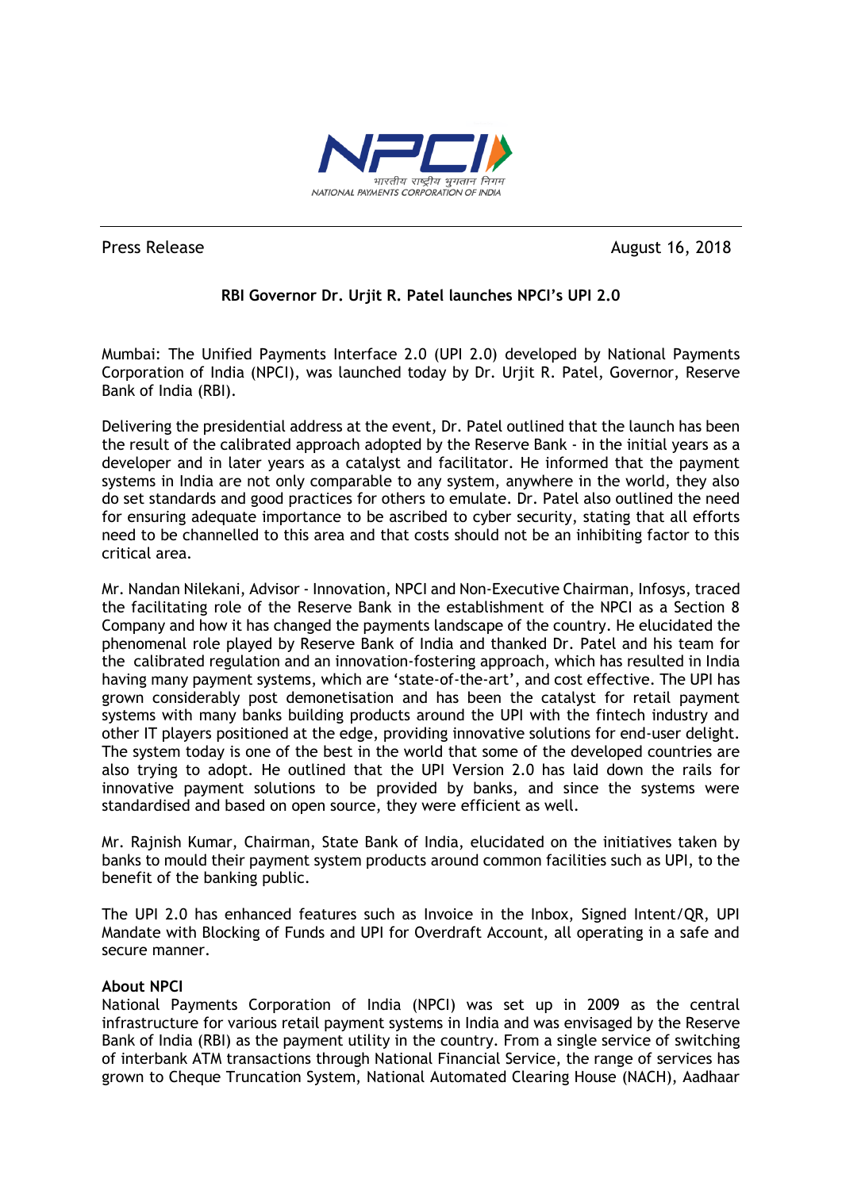Press Release August 16, 2018

## RBI Governor Dr. Urjit R. Patel launches NPCI's UPI 2.0

Mumbai: The Unified Payments Interface 2.0 (UPI 2.0) developed by National Payments Corporation of India (NPCI), was launched today by Dr. Urjit R. Patel, Governor, Reserve Bank of India (RBI).

Delivering the presidential address at the event, Dr. Patel outlined that the launch has been the result of the calibrated approach adopted by the Reserve Bank - in the initial years as a developer and in later years as a catalyst and facilitator. He informed that the payment systems in India are not only comparable to any system, anywhere in the world, they also do set standards and good practices for others to emulate. Dr. Patel also outlined the need for ensuring adequate importance to be ascribed to cyber security, stating that all efforts need to be channelled to this area and that costs should not be an inhibiting factor to this critical area.

Mr. Nandan Nilekani, Advisor - Innovation, NPCI and Non-Executive Chairman, Infosys, traced the facilitating role of the Reserve Bank in the establishment of the NPCI as a Section 8 Company and how it has changed the payments landscape of the country. He elucidated the phenomenal role played by Reserve Bank of India and thanked Dr. Patel and his team for the calibrated regulation and an innovation-fostering approach, which has resulted in India having many payment systems, which are 'state-of-the-art', and cost effective. The UPI has grown considerably post demonetisation and has been the catalyst for retail payment systems with many banks building products around the UPI with the fintech industry and other IT players positioned at the edge, providing innovative solutions for end-user delight. The system today is one of the best in the world that some of the developed countries are also trying to adopt. He outlined that the UPI Version 2.0 has laid down the rails for innovative payment solutions to be provided by banks, and since the systems were standardised and based on open source, they were efficient as well.

Mr. Rajnish Kumar, Chairman, State Bank of India, elucidated on the initiatives taken by banks to mould their payment system products around common facilities such as UPI, to the benefit of the banking public.

The UPI 2.0 has enhanced features such as Invoice in the Inbox, Signed Intent/QR, UPI Mandate with Blocking of Funds and UPI for Overdraft Account, all operating in a safe and secure manner.

**About NPCI**

National Payments Corporation of India (NPCI) was set up in 2009 as the central infrastructure for various retail payment systems in India and was envisaged by the Reserve Bank of India (RBI) as the payment utility in the country. From a single service of switching of interbank ATM transactions through National Financial Service, the range of services has grown to Cheque Truncation System, National Automated Clearing House (NACH), Aadhaar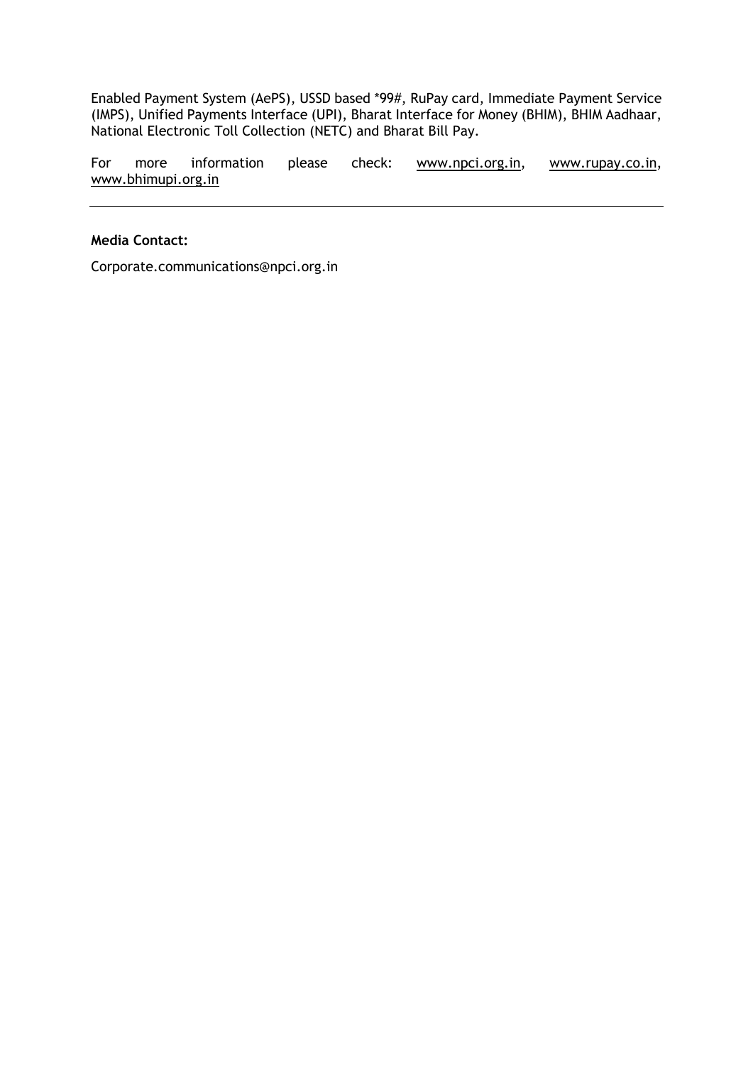Enabled Payment System (AePS), USSD based *99#, RuPay card, Immediate Payment Service (IMPS), Unified Payments Interface (UPI), Bharat Interface for Money (BHIM), BHIM Aadhaar, National Electronic Toll Collection (NETC) and Bharat Bill Pay.

For more information please check: www.npci.org.in, www.rupay.co.in, www.bhimupi.org.in

---

**Media Contact:**

Corporate.communications@npci.org.in